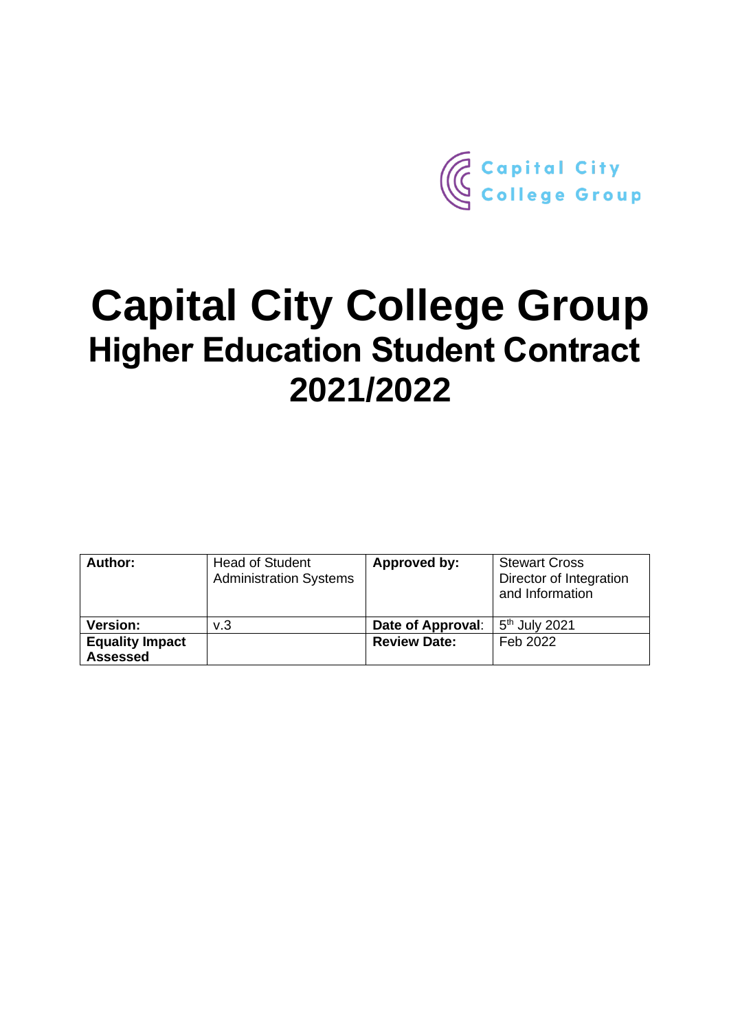Capital City College Group

# Capital City College Group
## Higher Education Student Contract 2021/2022

| **Author:** | Head of Student Administration Systems | **Approved by:** | Stewart Cross Director of Integration and Information |
|---|---|---|---|
| **Version:** | v.3 | **Date of Approval**: | 5th July 2021 |
| **Equality Impact Assessed** | | **Review Date:** | Feb 2022 |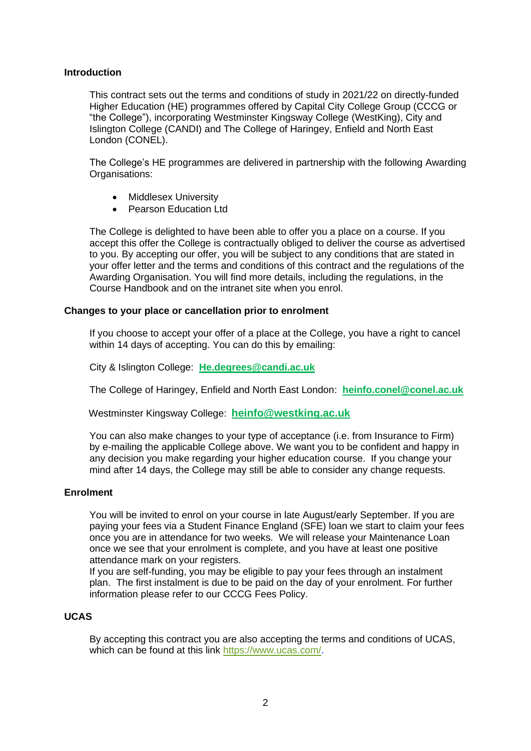## Introduction

This contract sets out the terms and conditions of study in 2021/22 on directly-funded Higher Education (HE) programmes offered by Capital City College Group (CCCG or "the College"), incorporating Westminster Kingsway College (WestKing), City and Islington College (CANDI) and The College of Haringey, Enfield and North East London (CONEL).

The College's HE programmes are delivered in partnership with the following Awarding Organisations:

- Middlesex University
- Pearson Education Ltd

The College is delighted to have been able to offer you a place on a course. If you accept this offer the College is contractually obliged to deliver the course as advertised to you. By accepting our offer, you will be subject to any conditions that are stated in your offer letter and the terms and conditions of this contract and the regulations of the Awarding Organisation. You will find more details, including the regulations, in the Course Handbook and on the intranet site when you enrol.

## Changes to your place or cancellation prior to enrolment

If you choose to accept your offer of a place at the College, you have a right to cancel within 14 days of accepting. You can do this by emailing:

City & Islington College: **He.degrees@candi.ac.uk**

The College of Haringey, Enfield and North East London: **heinfo.conel@conel.ac.uk**

Westminster Kingsway College: **heinfo@westking.ac.uk**

You can also make changes to your type of acceptance (i.e. from Insurance to Firm) by e-mailing the applicable College above. We want you to be confident and happy in any decision you make regarding your higher education course. If you change your mind after 14 days, the College may still be able to consider any change requests.

## Enrolment

You will be invited to enrol on your course in late August/early September. If you are paying your fees via a Student Finance England (SFE) loan we start to claim your fees once you are in attendance for two weeks. We will release your Maintenance Loan once we see that your enrolment is complete, and you have at least one positive attendance mark on your registers.

If you are self-funding, you may be eligible to pay your fees through an instalment plan. The first instalment is due to be paid on the day of your enrolment. For further information please refer to our CCCG Fees Policy.

## UCAS

By accepting this contract you are also accepting the terms and conditions of UCAS, which can be found at this link https://www.ucas.com/.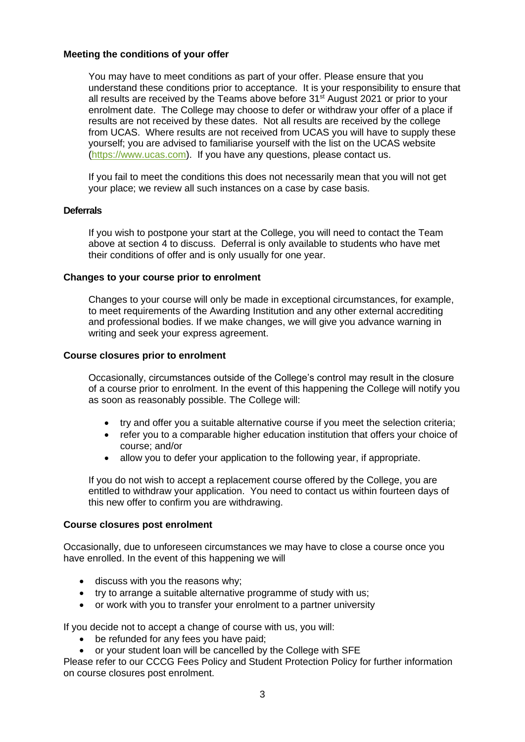**Meeting the conditions of your offer**

You may have to meet conditions as part of your offer. Please ensure that you understand these conditions prior to acceptance. It is your responsibility to ensure that all results are received by the Teams above before 31st August 2021 or prior to your enrolment date. The College may choose to defer or withdraw your offer of a place if results are not received by these dates. Not all results are received by the college from UCAS. Where results are not received from UCAS you will have to supply these yourself; you are advised to familiarise yourself with the list on the UCAS website (https://www.ucas.com). If you have any questions, please contact us.

If you fail to meet the conditions this does not necessarily mean that you will not get your place; we review all such instances on a case by case basis.

**Deferrals**

If you wish to postpone your start at the College, you will need to contact the Team above at section 4 to discuss. Deferral is only available to students who have met their conditions of offer and is only usually for one year.

**Changes to your course prior to enrolment**

Changes to your course will only be made in exceptional circumstances, for example, to meet requirements of the Awarding Institution and any other external accrediting and professional bodies. If we make changes, we will give you advance warning in writing and seek your express agreement.

**Course closures prior to enrolment**

Occasionally, circumstances outside of the College's control may result in the closure of a course prior to enrolment. In the event of this happening the College will notify you as soon as reasonably possible. The College will:

- try and offer you a suitable alternative course if you meet the selection criteria;
- refer you to a comparable higher education institution that offers your choice of course; and/or
- allow you to defer your application to the following year, if appropriate.

If you do not wish to accept a replacement course offered by the College, you are entitled to withdraw your application. You need to contact us within fourteen days of this new offer to confirm you are withdrawing.

**Course closures post enrolment**

Occasionally, due to unforeseen circumstances we may have to close a course once you have enrolled. In the event of this happening we will

- discuss with you the reasons why;
- try to arrange a suitable alternative programme of study with us;
- or work with you to transfer your enrolment to a partner university

If you decide not to accept a change of course with us, you will:

- be refunded for any fees you have paid;
- or your student loan will be cancelled by the College with SFE

Please refer to our CCCG Fees Policy and Student Protection Policy for further information on course closures post enrolment.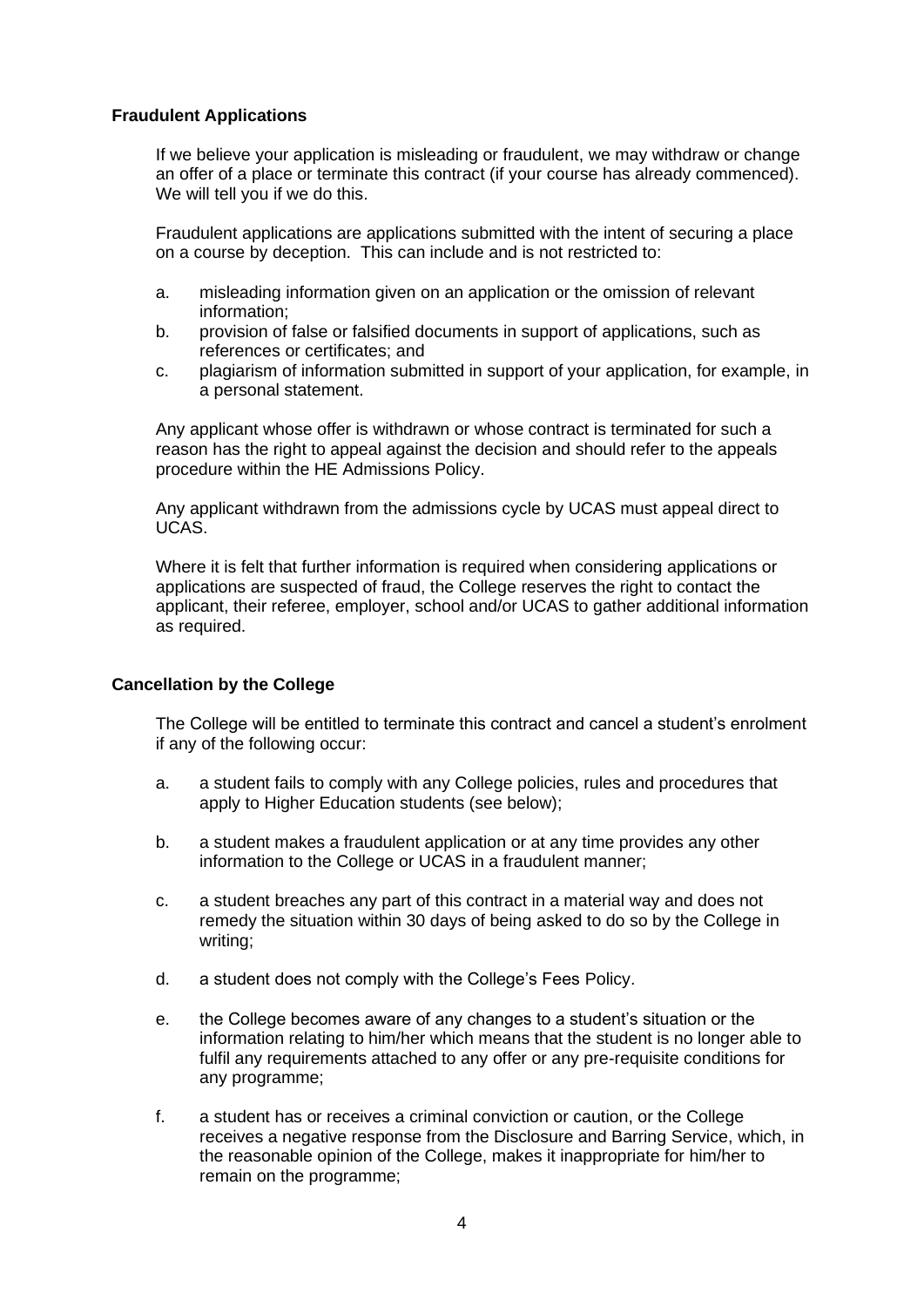### Fraudulent Applications

If we believe your application is misleading or fraudulent, we may withdraw or change an offer of a place or terminate this contract (if your course has already commenced). We will tell you if we do this.

Fraudulent applications are applications submitted with the intent of securing a place on a course by deception. This can include and is not restricted to:

a. misleading information given on an application or the omission of relevant information;
b. provision of false or falsified documents in support of applications, such as references or certificates; and
c. plagiarism of information submitted in support of your application, for example, in a personal statement.

Any applicant whose offer is withdrawn or whose contract is terminated for such a reason has the right to appeal against the decision and should refer to the appeals procedure within the HE Admissions Policy.

Any applicant withdrawn from the admissions cycle by UCAS must appeal direct to UCAS.

Where it is felt that further information is required when considering applications or applications are suspected of fraud, the College reserves the right to contact the applicant, their referee, employer, school and/or UCAS to gather additional information as required.

### Cancellation by the College

The College will be entitled to terminate this contract and cancel a student's enrolment if any of the following occur:

a. a student fails to comply with any College policies, rules and procedures that apply to Higher Education students (see below);

b. a student makes a fraudulent application or at any time provides any other information to the College or UCAS in a fraudulent manner;

c. a student breaches any part of this contract in a material way and does not remedy the situation within 30 days of being asked to do so by the College in writing;

d. a student does not comply with the College's Fees Policy.

e. the College becomes aware of any changes to a student's situation or the information relating to him/her which means that the student is no longer able to fulfil any requirements attached to any offer or any pre-requisite conditions for any programme;

f. a student has or receives a criminal conviction or caution, or the College receives a negative response from the Disclosure and Barring Service, which, in the reasonable opinion of the College, makes it inappropriate for him/her to remain on the programme;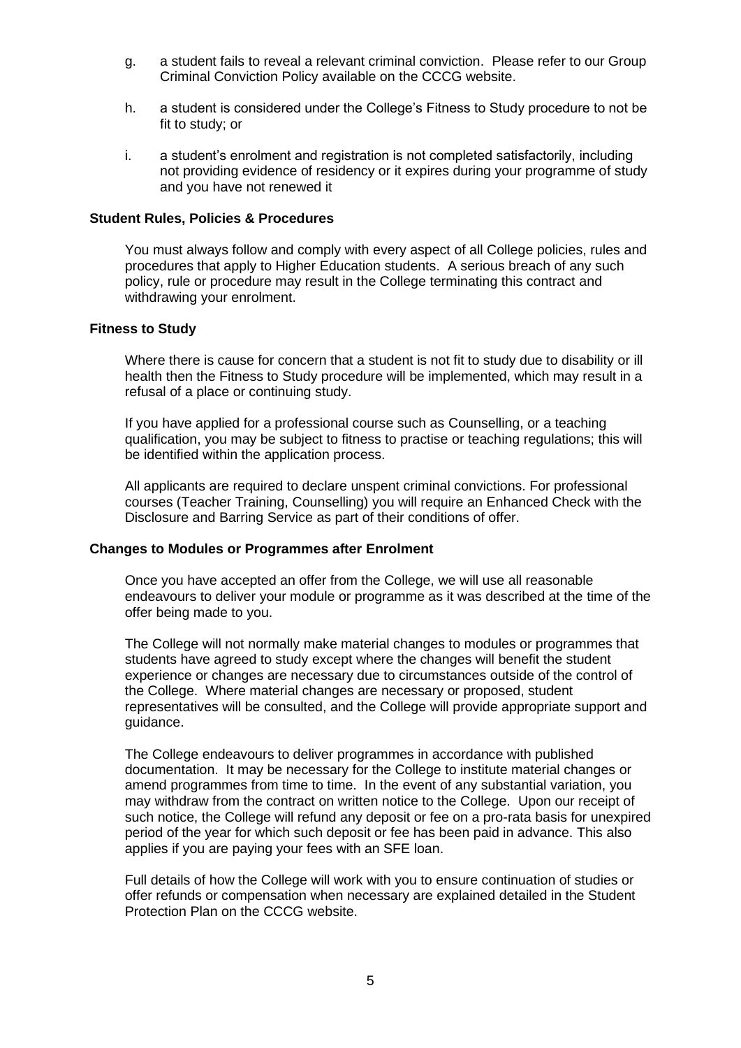g. a student fails to reveal a relevant criminal conviction. Please refer to our Group Criminal Conviction Policy available on the CCCG website.

h. a student is considered under the College's Fitness to Study procedure to not be fit to study; or

i. a student's enrolment and registration is not completed satisfactorily, including not providing evidence of residency or it expires during your programme of study and you have not renewed it

**Student Rules, Policies & Procedures**

You must always follow and comply with every aspect of all College policies, rules and procedures that apply to Higher Education students. A serious breach of any such policy, rule or procedure may result in the College terminating this contract and withdrawing your enrolment.

**Fitness to Study**

Where there is cause for concern that a student is not fit to study due to disability or ill health then the Fitness to Study procedure will be implemented, which may result in a refusal of a place or continuing study.

If you have applied for a professional course such as Counselling, or a teaching qualification, you may be subject to fitness to practise or teaching regulations; this will be identified within the application process.

All applicants are required to declare unspent criminal convictions. For professional courses (Teacher Training, Counselling) you will require an Enhanced Check with the Disclosure and Barring Service as part of their conditions of offer.

**Changes to Modules or Programmes after Enrolment**

Once you have accepted an offer from the College, we will use all reasonable endeavours to deliver your module or programme as it was described at the time of the offer being made to you.

The College will not normally make material changes to modules or programmes that students have agreed to study except where the changes will benefit the student experience or changes are necessary due to circumstances outside of the control of the College. Where material changes are necessary or proposed, student representatives will be consulted, and the College will provide appropriate support and guidance.

The College endeavours to deliver programmes in accordance with published documentation. It may be necessary for the College to institute material changes or amend programmes from time to time. In the event of any substantial variation, you may withdraw from the contract on written notice to the College. Upon our receipt of such notice, the College will refund any deposit or fee on a pro-rata basis for unexpired period of the year for which such deposit or fee has been paid in advance. This also applies if you are paying your fees with an SFE loan.

Full details of how the College will work with you to ensure continuation of studies or offer refunds or compensation when necessary are explained detailed in the Student Protection Plan on the CCCG website.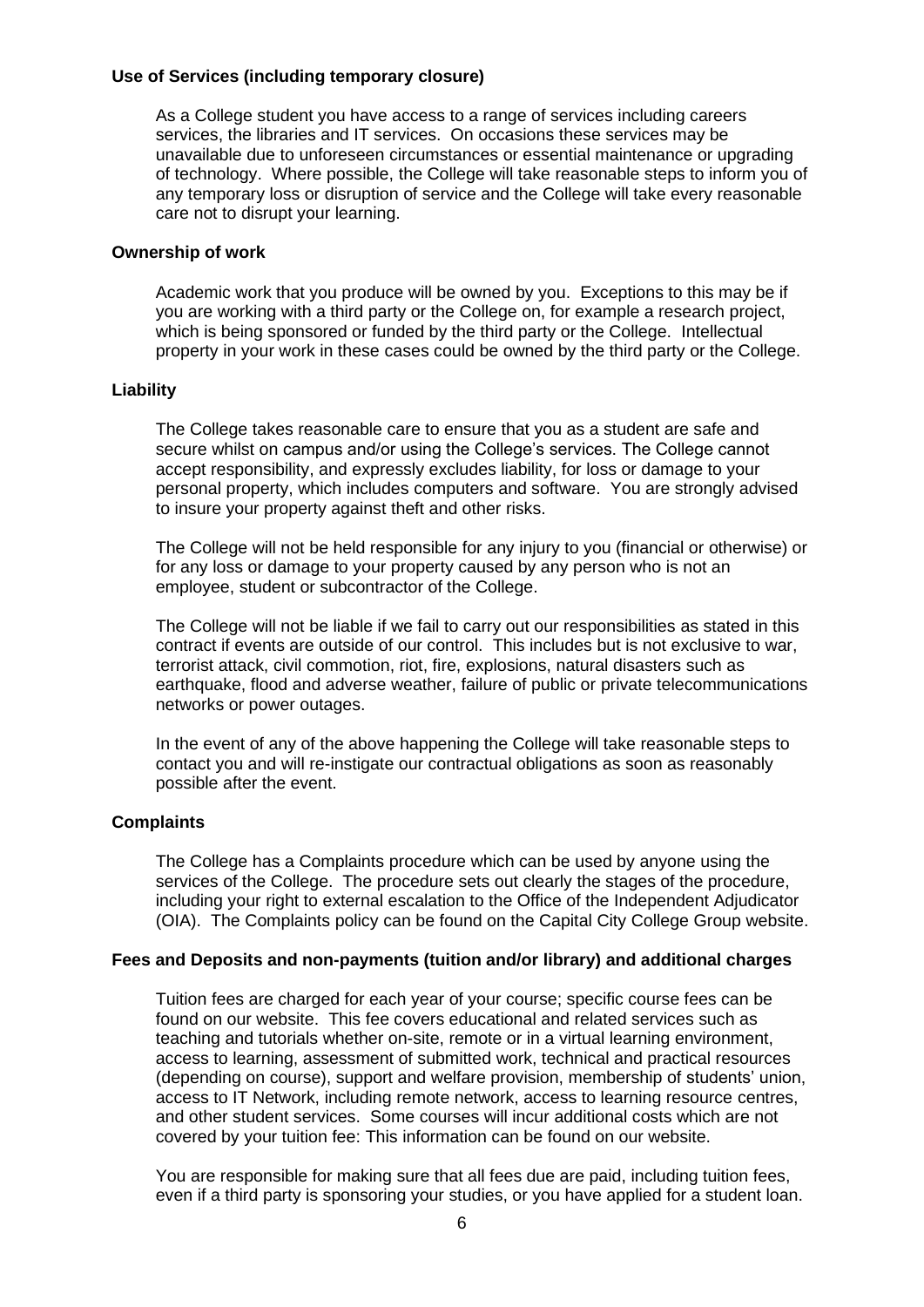**Use of Services (including temporary closure)**

As a College student you have access to a range of services including careers services, the libraries and IT services. On occasions these services may be unavailable due to unforeseen circumstances or essential maintenance or upgrading of technology. Where possible, the College will take reasonable steps to inform you of any temporary loss or disruption of service and the College will take every reasonable care not to disrupt your learning.

**Ownership of work**

Academic work that you produce will be owned by you. Exceptions to this may be if you are working with a third party or the College on, for example a research project, which is being sponsored or funded by the third party or the College. Intellectual property in your work in these cases could be owned by the third party or the College.

**Liability**

The College takes reasonable care to ensure that you as a student are safe and secure whilst on campus and/or using the College's services. The College cannot accept responsibility, and expressly excludes liability, for loss or damage to your personal property, which includes computers and software. You are strongly advised to insure your property against theft and other risks.

The College will not be held responsible for any injury to you (financial or otherwise) or for any loss or damage to your property caused by any person who is not an employee, student or subcontractor of the College.

The College will not be liable if we fail to carry out our responsibilities as stated in this contract if events are outside of our control. This includes but is not exclusive to war, terrorist attack, civil commotion, riot, fire, explosions, natural disasters such as earthquake, flood and adverse weather, failure of public or private telecommunications networks or power outages.

In the event of any of the above happening the College will take reasonable steps to contact you and will re-instigate our contractual obligations as soon as reasonably possible after the event.

**Complaints**

The College has a Complaints procedure which can be used by anyone using the services of the College. The procedure sets out clearly the stages of the procedure, including your right to external escalation to the Office of the Independent Adjudicator (OIA). The Complaints policy can be found on the Capital City College Group website.

**Fees and Deposits and non-payments (tuition and/or library) and additional charges**

Tuition fees are charged for each year of your course; specific course fees can be found on our website. This fee covers educational and related services such as teaching and tutorials whether on-site, remote or in a virtual learning environment, access to learning, assessment of submitted work, technical and practical resources (depending on course), support and welfare provision, membership of students' union, access to IT Network, including remote network, access to learning resource centres, and other student services. Some courses will incur additional costs which are not covered by your tuition fee: This information can be found on our website.

You are responsible for making sure that all fees due are paid, including tuition fees, even if a third party is sponsoring your studies, or you have applied for a student loan.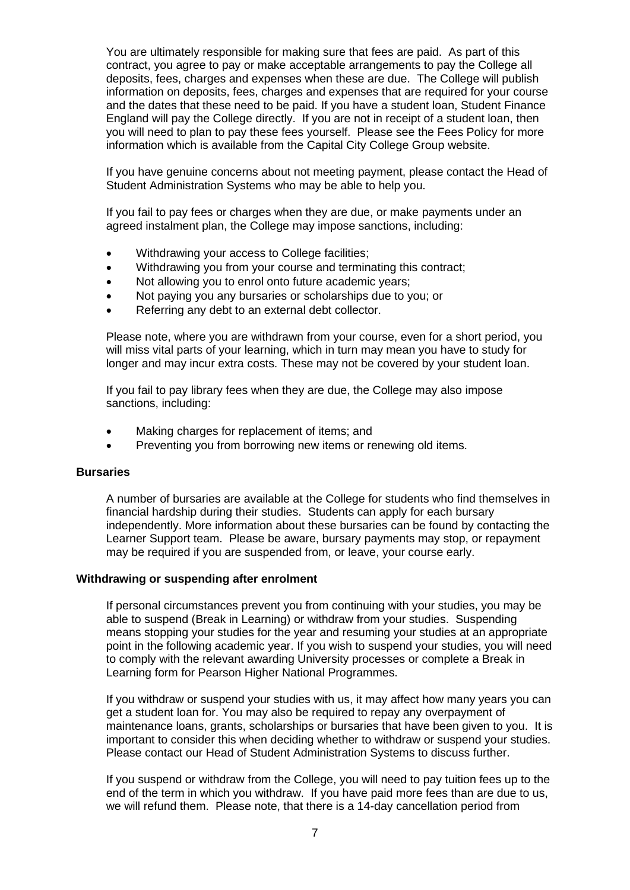You are ultimately responsible for making sure that fees are paid. As part of this contract, you agree to pay or make acceptable arrangements to pay the College all deposits, fees, charges and expenses when these are due. The College will publish information on deposits, fees, charges and expenses that are required for your course and the dates that these need to be paid. If you have a student loan, Student Finance England will pay the College directly. If you are not in receipt of a student loan, then you will need to plan to pay these fees yourself. Please see the Fees Policy for more information which is available from the Capital City College Group website.

If you have genuine concerns about not meeting payment, please contact the Head of Student Administration Systems who may be able to help you.

If you fail to pay fees or charges when they are due, or make payments under an agreed instalment plan, the College may impose sanctions, including:

- Withdrawing your access to College facilities;
- Withdrawing you from your course and terminating this contract;
- Not allowing you to enrol onto future academic years;
- Not paying you any bursaries or scholarships due to you; or
- Referring any debt to an external debt collector.

Please note, where you are withdrawn from your course, even for a short period, you will miss vital parts of your learning, which in turn may mean you have to study for longer and may incur extra costs. These may not be covered by your student loan.

If you fail to pay library fees when they are due, the College may also impose sanctions, including:

- Making charges for replacement of items; and
- Preventing you from borrowing new items or renewing old items.

**Bursaries**

A number of bursaries are available at the College for students who find themselves in financial hardship during their studies. Students can apply for each bursary independently. More information about these bursaries can be found by contacting the Learner Support team. Please be aware, bursary payments may stop, or repayment may be required if you are suspended from, or leave, your course early.

**Withdrawing or suspending after enrolment**

If personal circumstances prevent you from continuing with your studies, you may be able to suspend (Break in Learning) or withdraw from your studies. Suspending means stopping your studies for the year and resuming your studies at an appropriate point in the following academic year. If you wish to suspend your studies, you will need to comply with the relevant awarding University processes or complete a Break in Learning form for Pearson Higher National Programmes.

If you withdraw or suspend your studies with us, it may affect how many years you can get a student loan for. You may also be required to repay any overpayment of maintenance loans, grants, scholarships or bursaries that have been given to you. It is important to consider this when deciding whether to withdraw or suspend your studies. Please contact our Head of Student Administration Systems to discuss further.

If you suspend or withdraw from the College, you will need to pay tuition fees up to the end of the term in which you withdraw. If you have paid more fees than are due to us, we will refund them. Please note, that there is a 14-day cancellation period from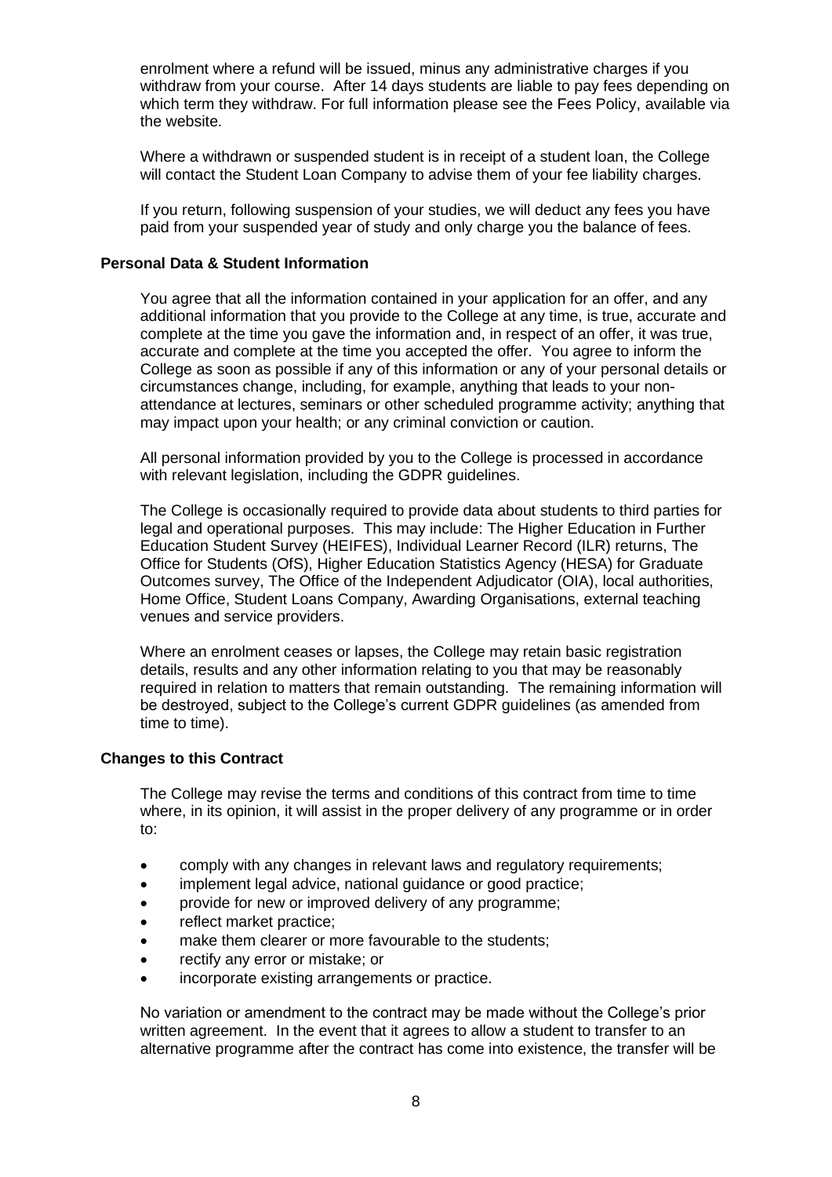enrolment where a refund will be issued, minus any administrative charges if you withdraw from your course. After 14 days students are liable to pay fees depending on which term they withdraw. For full information please see the Fees Policy, available via the website.

Where a withdrawn or suspended student is in receipt of a student loan, the College will contact the Student Loan Company to advise them of your fee liability charges.

If you return, following suspension of your studies, we will deduct any fees you have paid from your suspended year of study and only charge you the balance of fees.

**Personal Data & Student Information**

You agree that all the information contained in your application for an offer, and any additional information that you provide to the College at any time, is true, accurate and complete at the time you gave the information and, in respect of an offer, it was true, accurate and complete at the time you accepted the offer. You agree to inform the College as soon as possible if any of this information or any of your personal details or circumstances change, including, for example, anything that leads to your non-attendance at lectures, seminars or other scheduled programme activity; anything that may impact upon your health; or any criminal conviction or caution.

All personal information provided by you to the College is processed in accordance with relevant legislation, including the GDPR guidelines.

The College is occasionally required to provide data about students to third parties for legal and operational purposes. This may include: The Higher Education in Further Education Student Survey (HEIFES), Individual Learner Record (ILR) returns, The Office for Students (OfS), Higher Education Statistics Agency (HESA) for Graduate Outcomes survey, The Office of the Independent Adjudicator (OIA), local authorities, Home Office, Student Loans Company, Awarding Organisations, external teaching venues and service providers.

Where an enrolment ceases or lapses, the College may retain basic registration details, results and any other information relating to you that may be reasonably required in relation to matters that remain outstanding. The remaining information will be destroyed, subject to the College's current GDPR guidelines (as amended from time to time).

**Changes to this Contract**

The College may revise the terms and conditions of this contract from time to time where, in its opinion, it will assist in the proper delivery of any programme or in order to:

- comply with any changes in relevant laws and regulatory requirements;
- implement legal advice, national guidance or good practice;
- provide for new or improved delivery of any programme;
- reflect market practice;
- make them clearer or more favourable to the students;
- rectify any error or mistake; or
- incorporate existing arrangements or practice.

No variation or amendment to the contract may be made without the College's prior written agreement. In the event that it agrees to allow a student to transfer to an alternative programme after the contract has come into existence, the transfer will be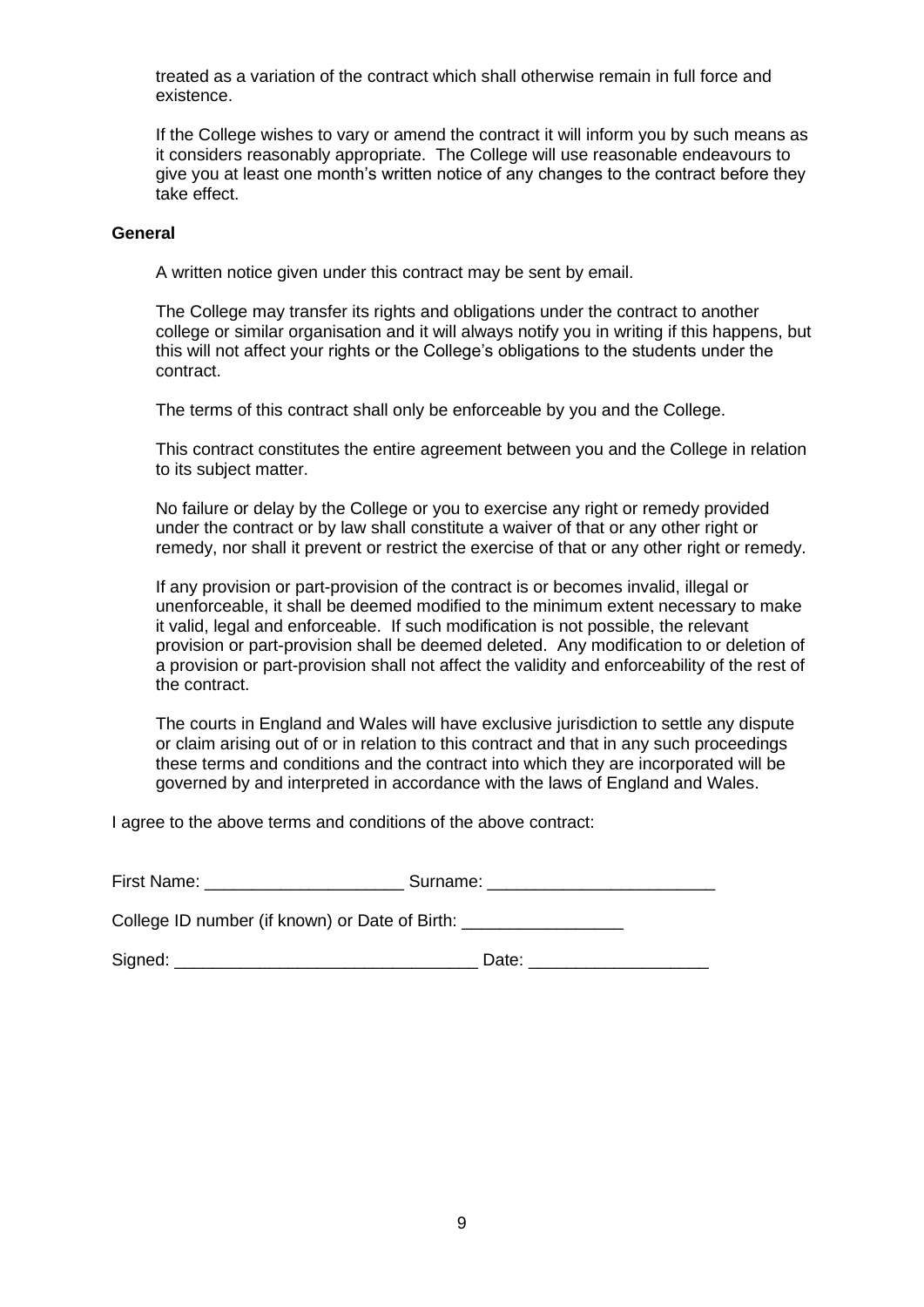treated as a variation of the contract which shall otherwise remain in full force and existence.

If the College wishes to vary or amend the contract it will inform you by such means as it considers reasonably appropriate. The College will use reasonable endeavours to give you at least one month's written notice of any changes to the contract before they take effect.

**General**

A written notice given under this contract may be sent by email.

The College may transfer its rights and obligations under the contract to another college or similar organisation and it will always notify you in writing if this happens, but this will not affect your rights or the College's obligations to the students under the contract.

The terms of this contract shall only be enforceable by you and the College.

This contract constitutes the entire agreement between you and the College in relation to its subject matter.

No failure or delay by the College or you to exercise any right or remedy provided under the contract or by law shall constitute a waiver of that or any other right or remedy, nor shall it prevent or restrict the exercise of that or any other right or remedy.

If any provision or part-provision of the contract is or becomes invalid, illegal or unenforceable, it shall be deemed modified to the minimum extent necessary to make it valid, legal and enforceable. If such modification is not possible, the relevant provision or part-provision shall be deemed deleted. Any modification to or deletion of a provision or part-provision shall not affect the validity and enforceability of the rest of the contract.

The courts in England and Wales will have exclusive jurisdiction to settle any dispute or claim arising out of or in relation to this contract and that in any such proceedings these terms and conditions and the contract into which they are incorporated will be governed by and interpreted in accordance with the laws of England and Wales.

I agree to the above terms and conditions of the above contract:

First Name: _____________________ Surname: ________________________

College ID number (if known) or Date of Birth: _________________

Signed: ________________________________ Date: ___________________